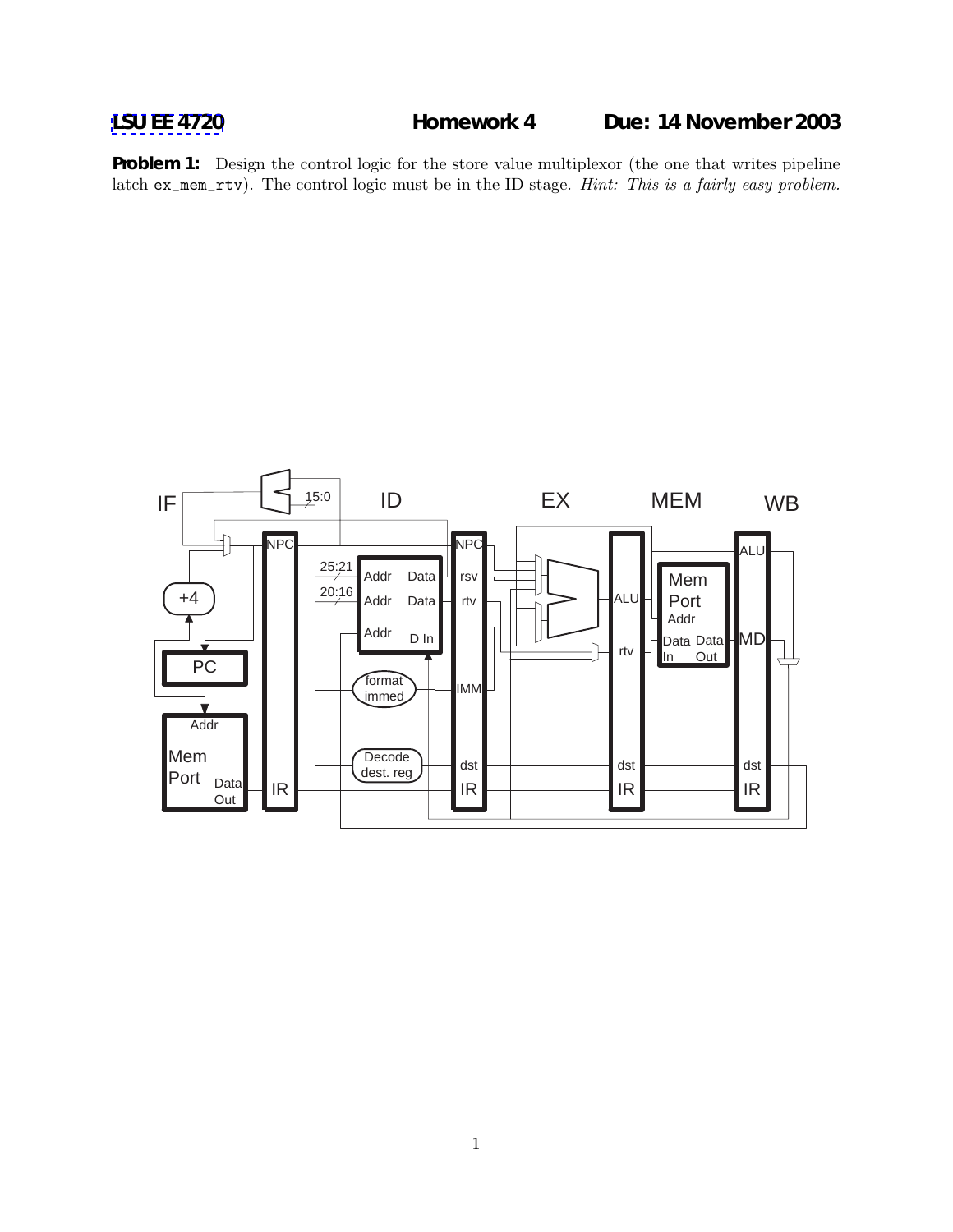LSU EE 4720 **Homework 4** **Due: 14 November 2003**

**Problem 1:** Design the control logic for the store value multiplexor (the one that writes pipeline latch `ex_mem_rtv`). The control logic must be in the ID stage. *Hint: This is a fairly easy problem.*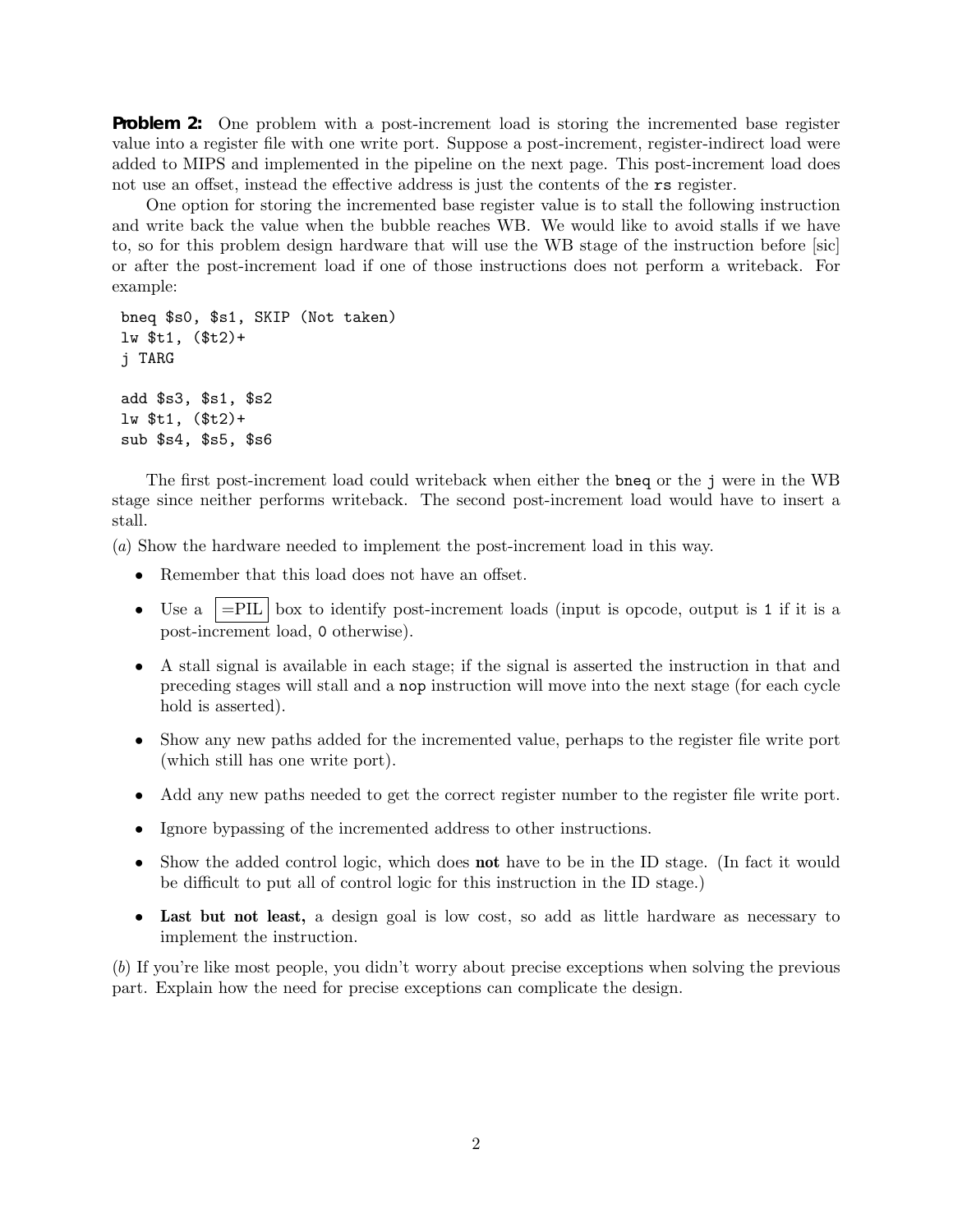**Problem 2:** One problem with a post-increment load is storing the incremented base register value into a register file with one write port. Suppose a post-increment, register-indirect load were added to MIPS and implemented in the pipeline on the next page. This post-increment load does not use an offset, instead the effective address is just the contents of the `rs` register.

One option for storing the incremented base register value is to stall the following instruction and write back the value when the bubble reaches WB. We would like to avoid stalls if we have to, so for this problem design hardware that will use the WB stage of the instruction before [sic] or after the post-increment load if one of those instructions does not perform a writeback. For example:

```
bneq $s0, $s1, SKIP (Not taken)
lw $t1, ($t2)+
j TARG

add $s3, $s1, $s2
lw $t1, ($t2)+
sub $s4, $s5, $s6
```

The first post-increment load could writeback when either the `bneq` or the `j` were in the WB stage since neither performs writeback. The second post-increment load would have to insert a stall.

(*a*) Show the hardware needed to implement the post-increment load in this way.

- Remember that this load does not have an offset.
- Use a =PIL box to identify post-increment loads (input is opcode, output is `1` if it is a post-increment load, `0` otherwise).
- A stall signal is available in each stage; if the signal is asserted the instruction in that and preceding stages will stall and a `nop` instruction will move into the next stage (for each cycle hold is asserted).
- Show any new paths added for the incremented value, perhaps to the register file write port (which still has one write port).
- Add any new paths needed to get the correct register number to the register file write port.
- Ignore bypassing of the incremented address to other instructions.
- Show the added control logic, which does **not** have to be in the ID stage. (In fact it would be difficult to put all of control logic for this instruction in the ID stage.)
- **Last but not least,** a design goal is low cost, so add as little hardware as necessary to implement the instruction.

(*b*) If you're like most people, you didn't worry about precise exceptions when solving the previous part. Explain how the need for precise exceptions can complicate the design.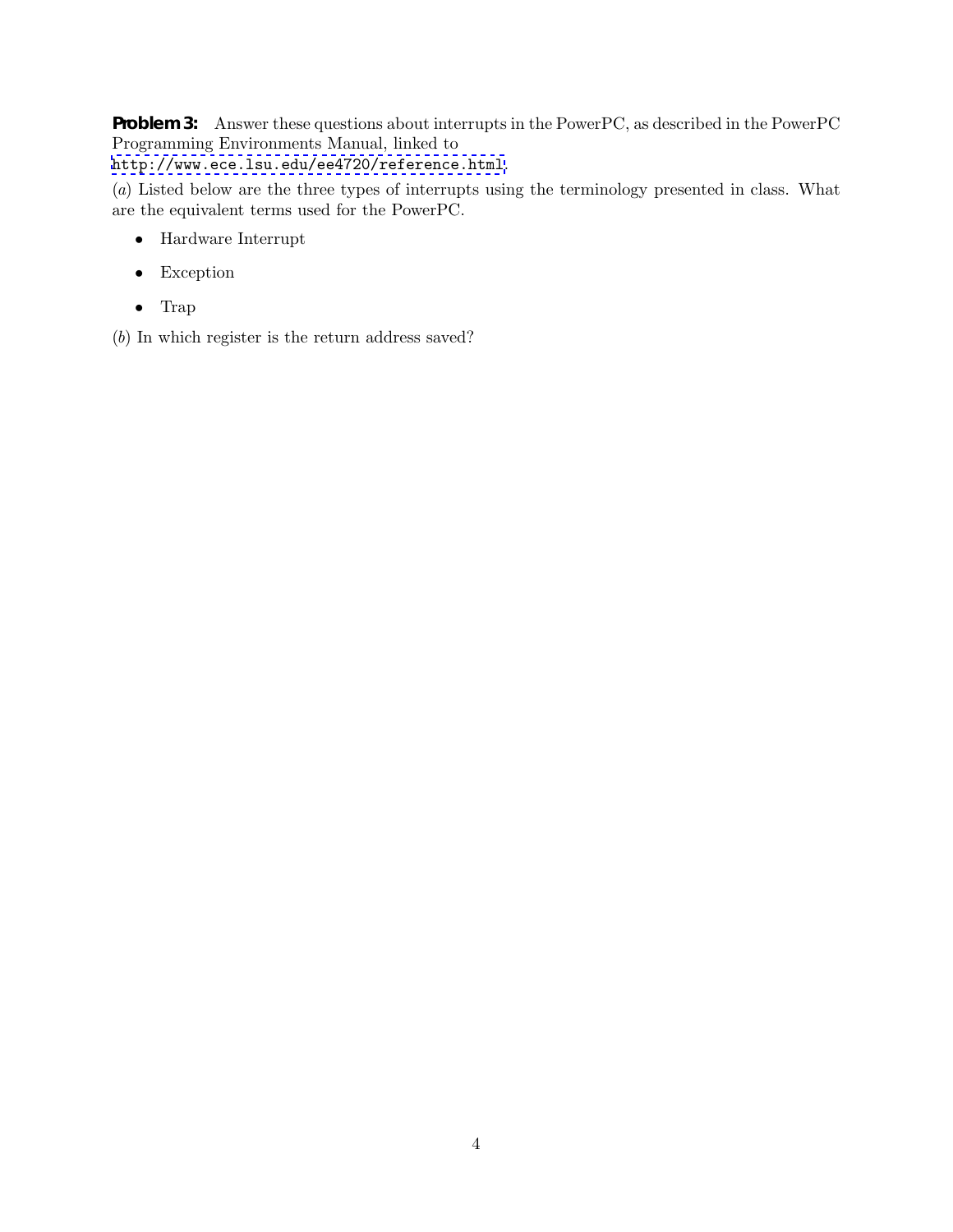**Problem 3:** Answer these questions about interrupts in the PowerPC, as described in the PowerPC Programming Environments Manual, linked to http://www.ece.lsu.edu/ee4720/reference.html.

(*a*) Listed below are the three types of interrupts using the terminology presented in class. What are the equivalent terms used for the PowerPC.

- Hardware Interrupt
- Exception
- Trap

(*b*) In which register is the return address saved?